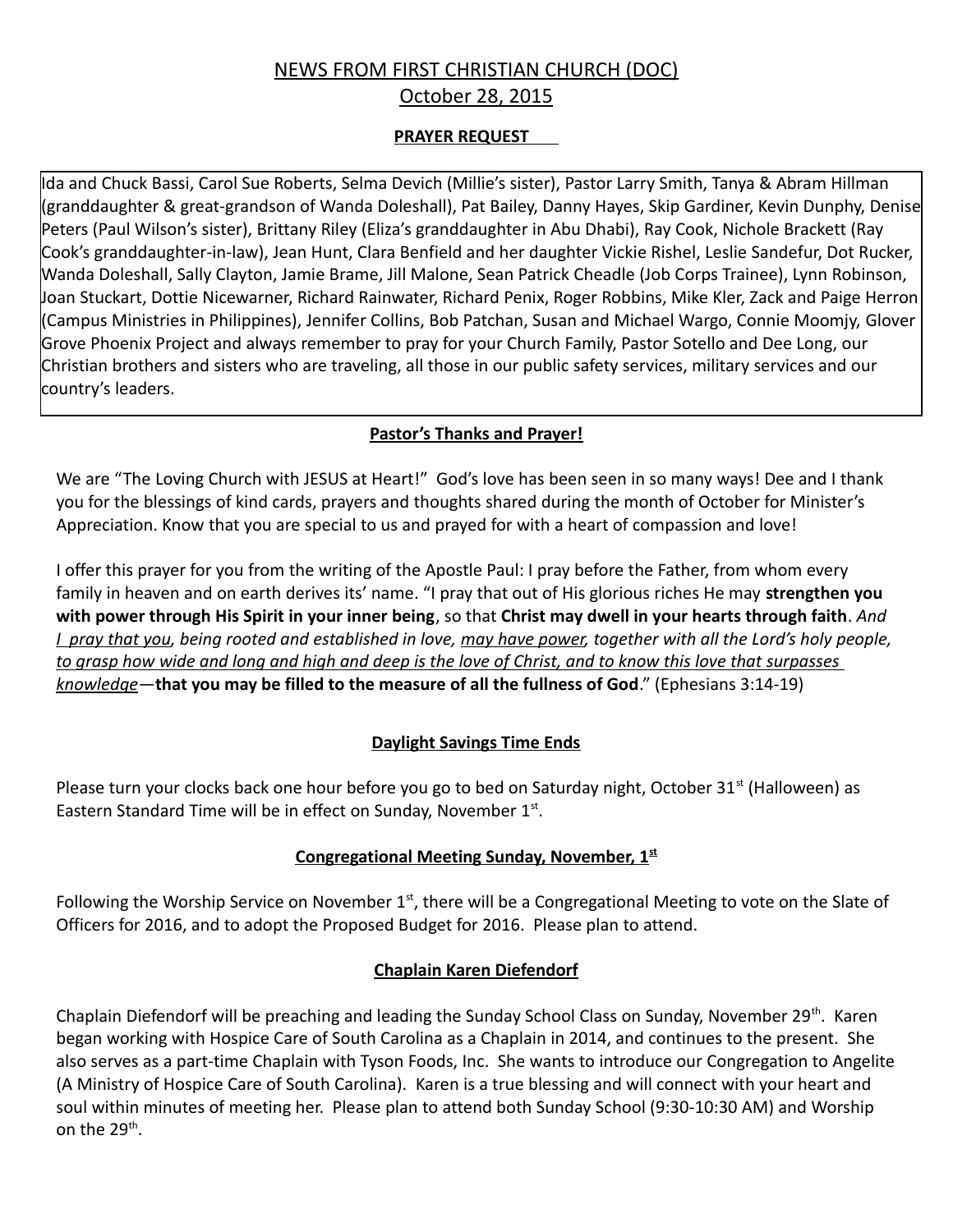# NEWS FROM FIRST CHRISTIAN CHURCH (DOC)

## October 28, 2015

### PRAYER REQUEST

Ida and Chuck Bassi, Carol Sue Roberts, Selma Devich (Millie's sister), Pastor Larry Smith, Tanya & Abram Hillman (granddaughter & great-grandson of Wanda Doleshall), Pat Bailey, Danny Hayes, Skip Gardiner, Kevin Dunphy, Denise Peters (Paul Wilson's sister), Brittany Riley (Eliza's granddaughter in Abu Dhabi), Ray Cook, Nichole Brackett (Ray Cook's granddaughter-in-law), Jean Hunt, Clara Benfield and her daughter Vickie Rishel, Leslie Sandefur, Dot Rucker, Wanda Doleshall, Sally Clayton, Jamie Brame, Jill Malone, Sean Patrick Cheadle (Job Corps Trainee), Lynn Robinson, Joan Stuckart, Dottie Nicewarner, Richard Rainwater, Richard Penix, Roger Robbins, Mike Kler, Zack and Paige Herron (Campus Ministries in Philippines), Jennifer Collins, Bob Patchan, Susan and Michael Wargo, Connie Moomjy, Glover Grove Phoenix Project and always remember to pray for your Church Family, Pastor Sotello and Dee Long, our Christian brothers and sisters who are traveling, all those in our public safety services, military services and our country's leaders.

### Pastor's Thanks and Prayer!

We are "The Loving Church with JESUS at Heart!" God's love has been seen in so many ways! Dee and I thank you for the blessings of kind cards, prayers and thoughts shared during the month of October for Minister's Appreciation. Know that you are special to us and prayed for with a heart of compassion and love!

I offer this prayer for you from the writing of the Apostle Paul: I pray before the Father, from whom every family in heaven and on earth derives its' name. "I pray that out of His glorious riches He may **strengthen you with power through His Spirit in your inner being**, so that **Christ may dwell in your hearts through faith**. *And I pray that you, being rooted and established in love, may have power, together with all the Lord's holy people, to grasp how wide and long and high and deep is the love of Christ, and to know this love that surpasses knowledge*—**that you may be filled to the measure of all the fullness of God**." (Ephesians 3:14-19)

### Daylight Savings Time Ends

Please turn your clocks back one hour before you go to bed on Saturday night, October 31st (Halloween) as Eastern Standard Time will be in effect on Sunday, November 1st.

### Congregational Meeting Sunday, November, 1st

Following the Worship Service on November 1st, there will be a Congregational Meeting to vote on the Slate of Officers for 2016, and to adopt the Proposed Budget for 2016. Please plan to attend.

### Chaplain Karen Diefendorf

Chaplain Diefendorf will be preaching and leading the Sunday School Class on Sunday, November 29th. Karen began working with Hospice Care of South Carolina as a Chaplain in 2014, and continues to the present. She also serves as a part-time Chaplain with Tyson Foods, Inc. She wants to introduce our Congregation to Angelite (A Ministry of Hospice Care of South Carolina). Karen is a true blessing and will connect with your heart and soul within minutes of meeting her. Please plan to attend both Sunday School (9:30-10:30 AM) and Worship on the 29th.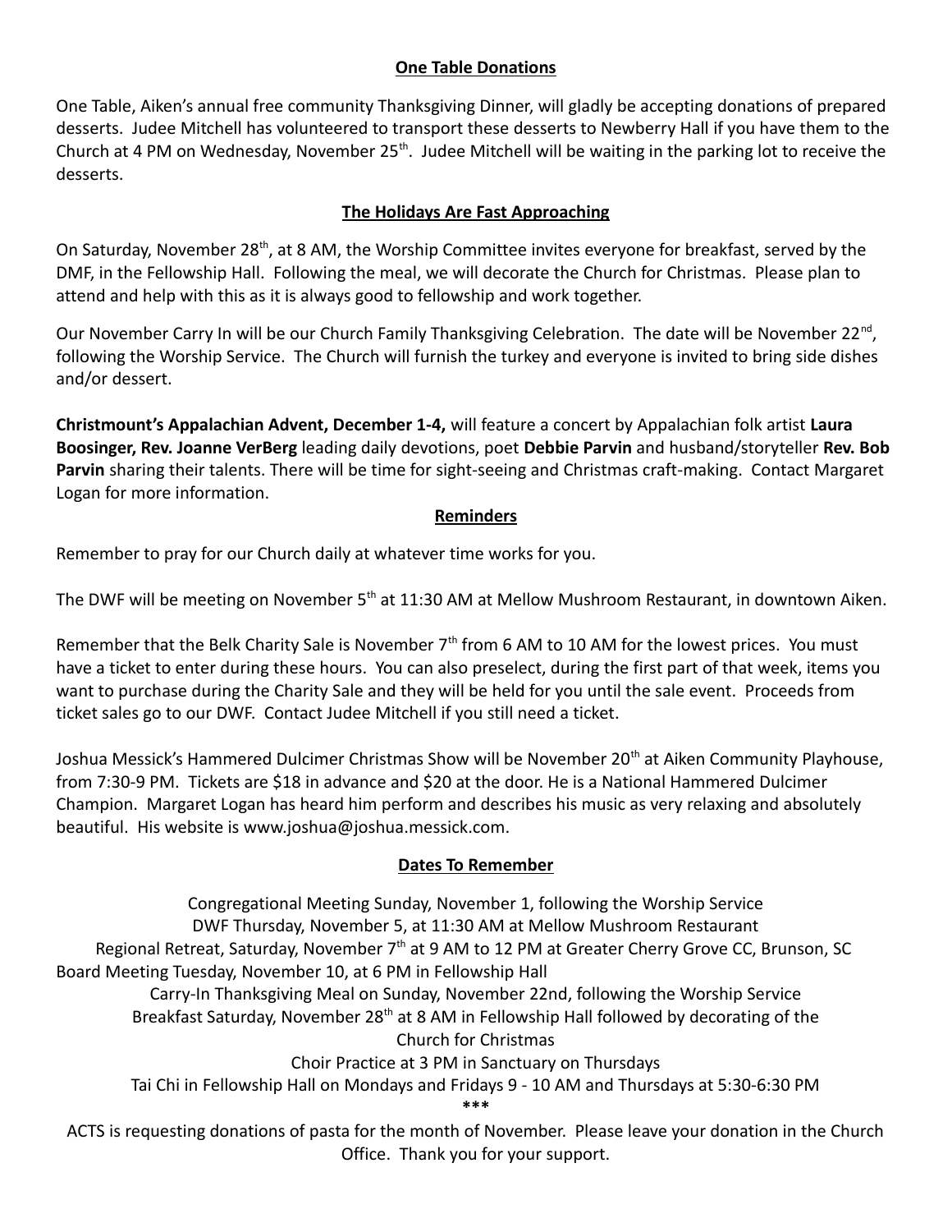## One Table Donations

One Table, Aiken's annual free community Thanksgiving Dinner, will gladly be accepting donations of prepared desserts. Judee Mitchell has volunteered to transport these desserts to Newberry Hall if you have them to the Church at 4 PM on Wednesday, November 25th. Judee Mitchell will be waiting in the parking lot to receive the desserts.

## The Holidays Are Fast Approaching

On Saturday, November 28th, at 8 AM, the Worship Committee invites everyone for breakfast, served by the DMF, in the Fellowship Hall. Following the meal, we will decorate the Church for Christmas. Please plan to attend and help with this as it is always good to fellowship and work together.

Our November Carry In will be our Church Family Thanksgiving Celebration. The date will be November 22nd, following the Worship Service. The Church will furnish the turkey and everyone is invited to bring side dishes and/or dessert.

**Christmount's Appalachian Advent, December 1-4,** will feature a concert by Appalachian folk artist **Laura Boosinger, Rev. Joanne VerBerg** leading daily devotions, poet **Debbie Parvin** and husband/storyteller **Rev. Bob Parvin** sharing their talents. There will be time for sight-seeing and Christmas craft-making. Contact Margaret Logan for more information.

## Reminders

Remember to pray for our Church daily at whatever time works for you.

The DWF will be meeting on November 5th at 11:30 AM at Mellow Mushroom Restaurant, in downtown Aiken.

Remember that the Belk Charity Sale is November 7th from 6 AM to 10 AM for the lowest prices. You must have a ticket to enter during these hours. You can also preselect, during the first part of that week, items you want to purchase during the Charity Sale and they will be held for you until the sale event. Proceeds from ticket sales go to our DWF. Contact Judee Mitchell if you still need a ticket.

Joshua Messick's Hammered Dulcimer Christmas Show will be November 20th at Aiken Community Playhouse, from 7:30-9 PM. Tickets are $18 in advance and $20 at the door. He is a National Hammered Dulcimer Champion. Margaret Logan has heard him perform and describes his music as very relaxing and absolutely beautiful. His website is www.joshua@joshua.messick.com.

## Dates To Remember

Congregational Meeting Sunday, November 1, following the Worship Service
DWF Thursday, November 5, at 11:30 AM at Mellow Mushroom Restaurant
Regional Retreat, Saturday, November 7th at 9 AM to 12 PM at Greater Cherry Grove CC, Brunson, SC
Board Meeting Tuesday, November 10, at 6 PM in Fellowship Hall
Carry-In Thanksgiving Meal on Sunday, November 22nd, following the Worship Service
Breakfast Saturday, November 28th at 8 AM in Fellowship Hall followed by decorating of the Church for Christmas
Choir Practice at 3 PM in Sanctuary on Thursdays
Tai Chi in Fellowship Hall on Mondays and Fridays 9 - 10 AM and Thursdays at 5:30-6:30 PM

***

ACTS is requesting donations of pasta for the month of November. Please leave your donation in the Church Office. Thank you for your support.